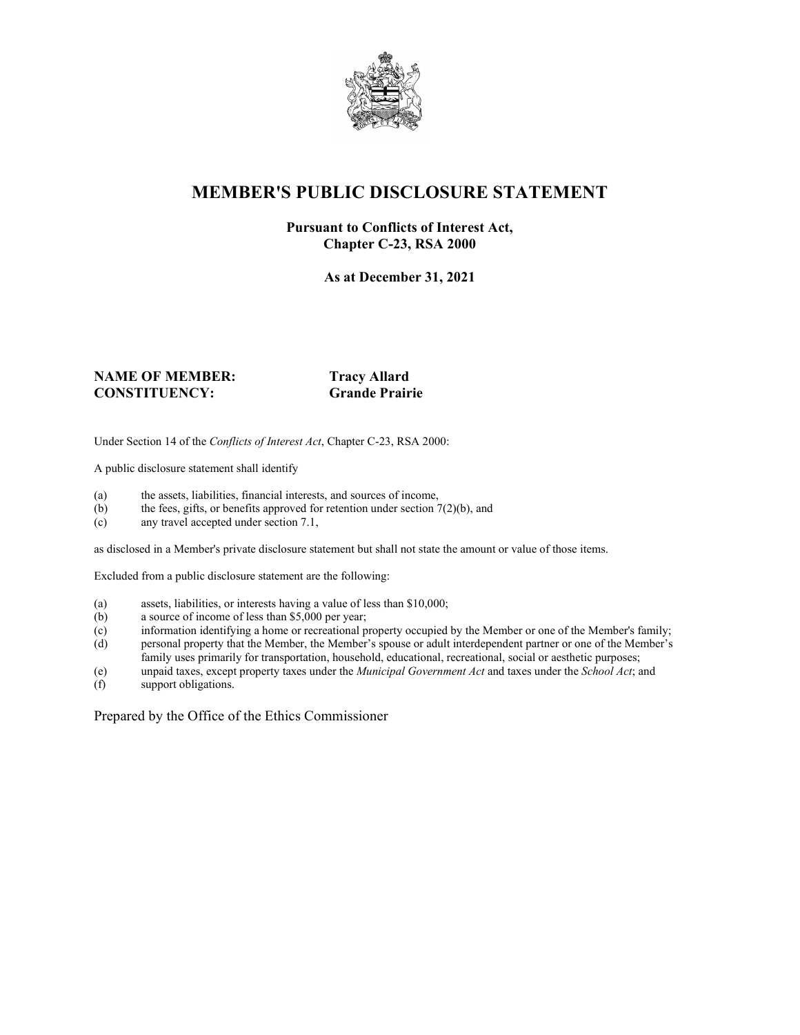# MEMBER'S PUBLIC DISCLOSURE STATEMENT

**Pursuant to Conflicts of Interest Act, Chapter C-23, RSA 2000**

**As at December 31, 2021**

**NAME OF MEMBER:** **Tracy Allard**
**CONSTITUENCY:** **Grande Prairie**

Under Section 14 of the *Conflicts of Interest Act*, Chapter C-23, RSA 2000:

A public disclosure statement shall identify

(a) the assets, liabilities, financial interests, and sources of income,
(b) the fees, gifts, or benefits approved for retention under section 7(2)(b), and
(c) any travel accepted under section 7.1,

as disclosed in a Member's private disclosure statement but shall not state the amount or value of those items.

Excluded from a public disclosure statement are the following:

(a) assets, liabilities, or interests having a value of less than $10,000;
(b) a source of income of less than $5,000 per year;
(c) information identifying a home or recreational property occupied by the Member or one of the Member's family;
(d) personal property that the Member, the Member's spouse or adult interdependent partner or one of the Member's family uses primarily for transportation, household, educational, recreational, social or aesthetic purposes;
(e) unpaid taxes, except property taxes under the *Municipal Government Act* and taxes under the *School Act*; and
(f) support obligations.

Prepared by the Office of the Ethics Commissioner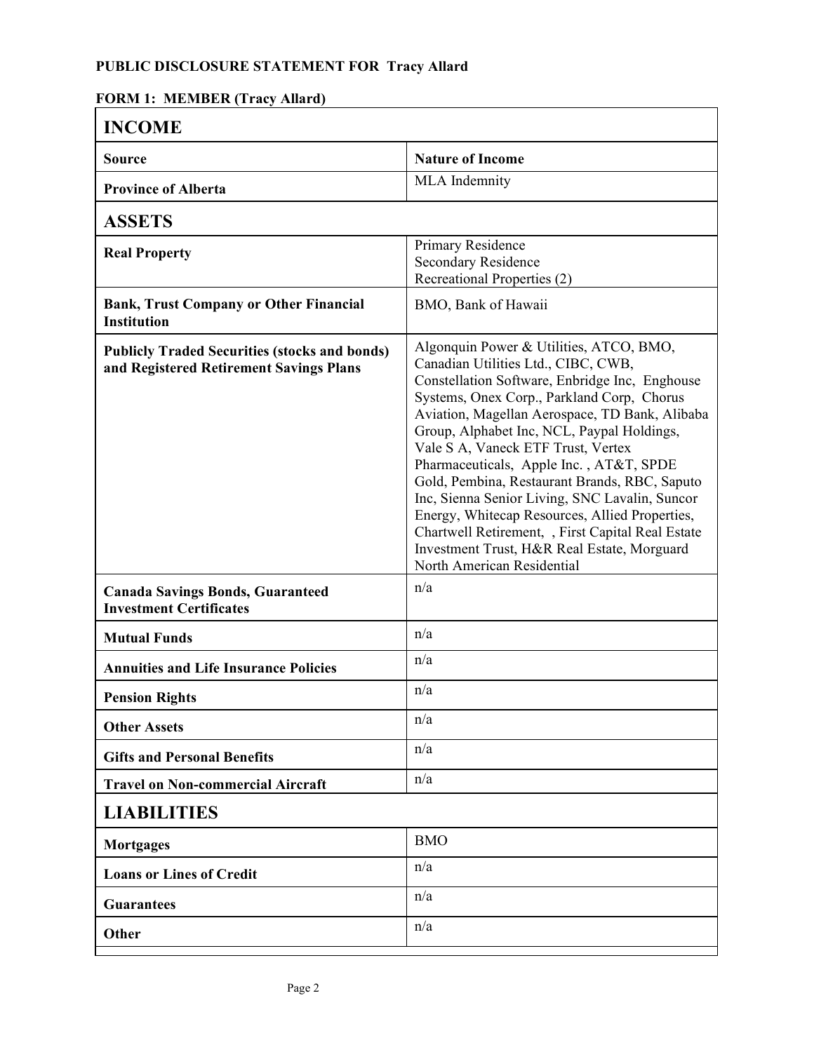**PUBLIC DISCLOSURE STATEMENT FOR Tracy Allard**

**FORM 1: MEMBER (Tracy Allard)**

| **INCOME** | |
|---|---|
| **Source** | **Nature of Income** |
| **Province of Alberta** | MLA Indemnity |
| **ASSETS** | |
| **Real Property** | Primary Residence<br>Secondary Residence<br>Recreational Properties (2) |
| **Bank, Trust Company or Other Financial Institution** | BMO, Bank of Hawaii |
| **Publicly Traded Securities (stocks and bonds) and Registered Retirement Savings Plans** | Algonquin Power & Utilities, ATCO, BMO, Canadian Utilities Ltd., CIBC, CWB, Constellation Software, Enbridge Inc, Enghouse Systems, Onex Corp., Parkland Corp, Chorus Aviation, Magellan Aerospace, TD Bank, Alibaba Group, Alphabet Inc, NCL, Paypal Holdings, Vale S A, Vaneck ETF Trust, Vertex Pharmaceuticals, Apple Inc. , AT&T, SPDE Gold, Pembina, Restaurant Brands, RBC, Saputo Inc, Sienna Senior Living, SNC Lavalin, Suncor Energy, Whitecap Resources, Allied Properties, Chartwell Retirement, , First Capital Real Estate Investment Trust, H&R Real Estate, Morguard North American Residential |
| **Canada Savings Bonds, Guaranteed Investment Certificates** | n/a |
| **Mutual Funds** | n/a |
| **Annuities and Life Insurance Policies** | n/a |
| **Pension Rights** | n/a |
| **Other Assets** | n/a |
| **Gifts and Personal Benefits** | n/a |
| **Travel on Non-commercial Aircraft** | n/a |
| **LIABILITIES** | |
| **Mortgages** | BMO |
| **Loans or Lines of Credit** | n/a |
| **Guarantees** | n/a |
| **Other** | n/a |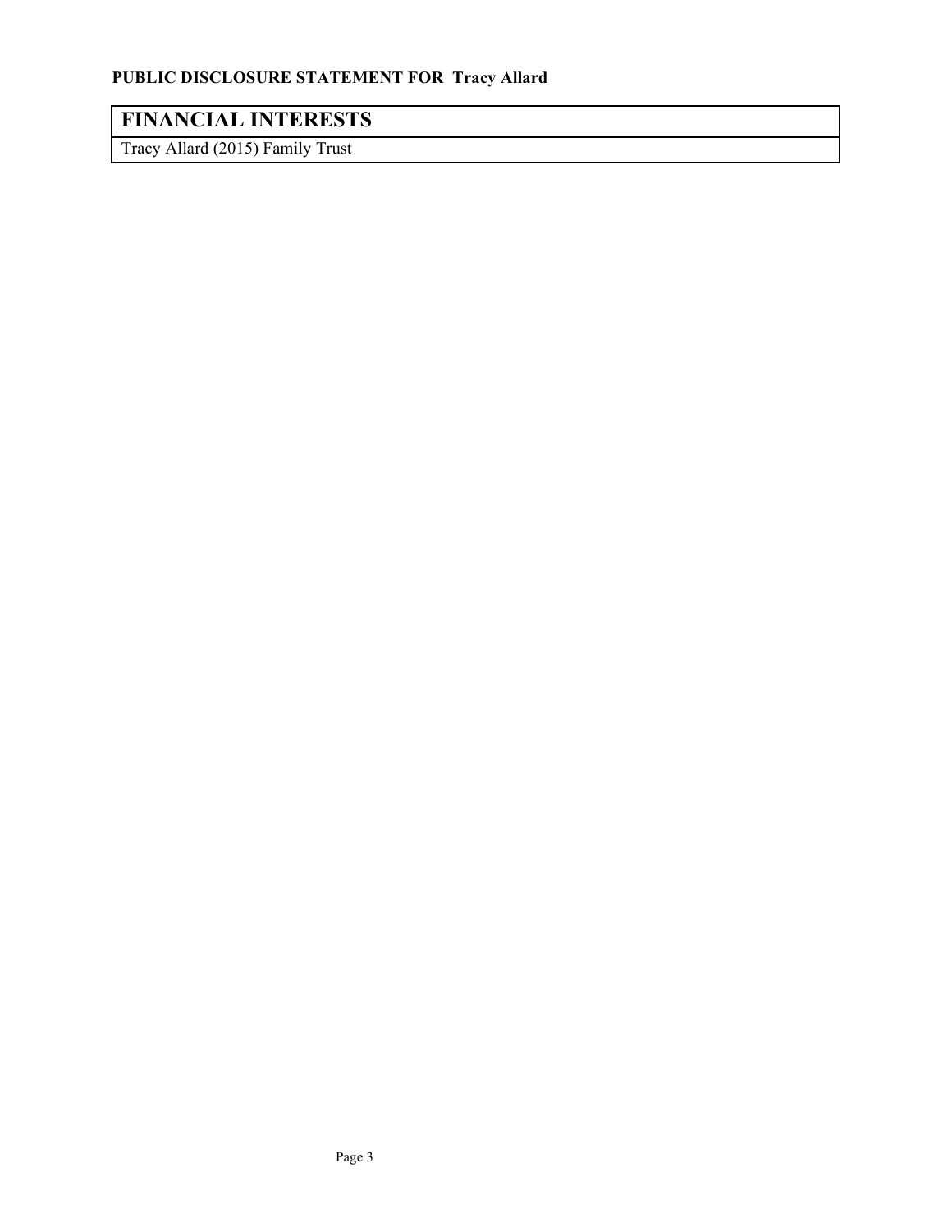| FINANCIAL INTERESTS |
| --- |
| Tracy Allard (2015) Family Trust |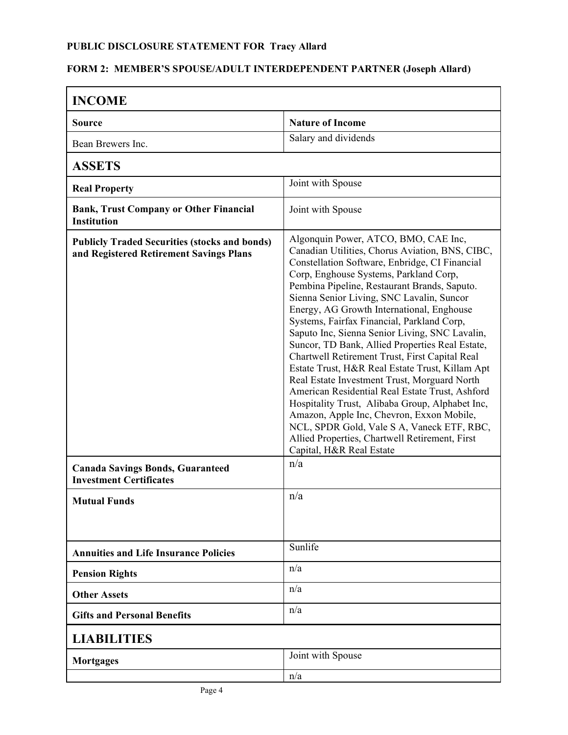**PUBLIC DISCLOSURE STATEMENT FOR Tracy Allard**

**FORM 2: MEMBER'S SPOUSE/ADULT INTERDEPENDENT PARTNER (Joseph Allard)**

| **INCOME** | |
|---|---|
| **Source** | **Nature of Income** |
| Bean Brewers Inc. | Salary and dividends |
| **ASSETS** | |
| **Real Property** | Joint with Spouse |
| **Bank, Trust Company or Other Financial Institution** | Joint with Spouse |
| **Publicly Traded Securities (stocks and bonds) and Registered Retirement Savings Plans** | Algonquin Power, ATCO, BMO, CAE Inc, Canadian Utilities, Chorus Aviation, BNS, CIBC, Constellation Software, Enbridge, CI Financial Corp, Enghouse Systems, Parkland Corp, Pembina Pipeline, Restaurant Brands, Saputo. Sienna Senior Living, SNC Lavalin, Suncor Energy, AG Growth International, Enghouse Systems, Fairfax Financial, Parkland Corp, Saputo Inc, Sienna Senior Living, SNC Lavalin, Suncor, TD Bank, Allied Properties Real Estate, Chartwell Retirement Trust, First Capital Real Estate Trust, H&R Real Estate Trust, Killam Apt Real Estate Investment Trust, Morguard North American Residential Real Estate Trust, Ashford Hospitality Trust, Alibaba Group, Alphabet Inc, Amazon, Apple Inc, Chevron, Exxon Mobile, NCL, SPDR Gold, Vale S A, Vaneck ETF, RBC, Allied Properties, Chartwell Retirement, First Capital, H&R Real Estate |
| **Canada Savings Bonds, Guaranteed Investment Certificates** | n/a |
| **Mutual Funds** | n/a |
| **Annuities and Life Insurance Policies** | Sunlife |
| **Pension Rights** | n/a |
| **Other Assets** | n/a |
| **Gifts and Personal Benefits** | n/a |
| **LIABILITIES** | |
| **Mortgages** | Joint with Spouse |
| | n/a |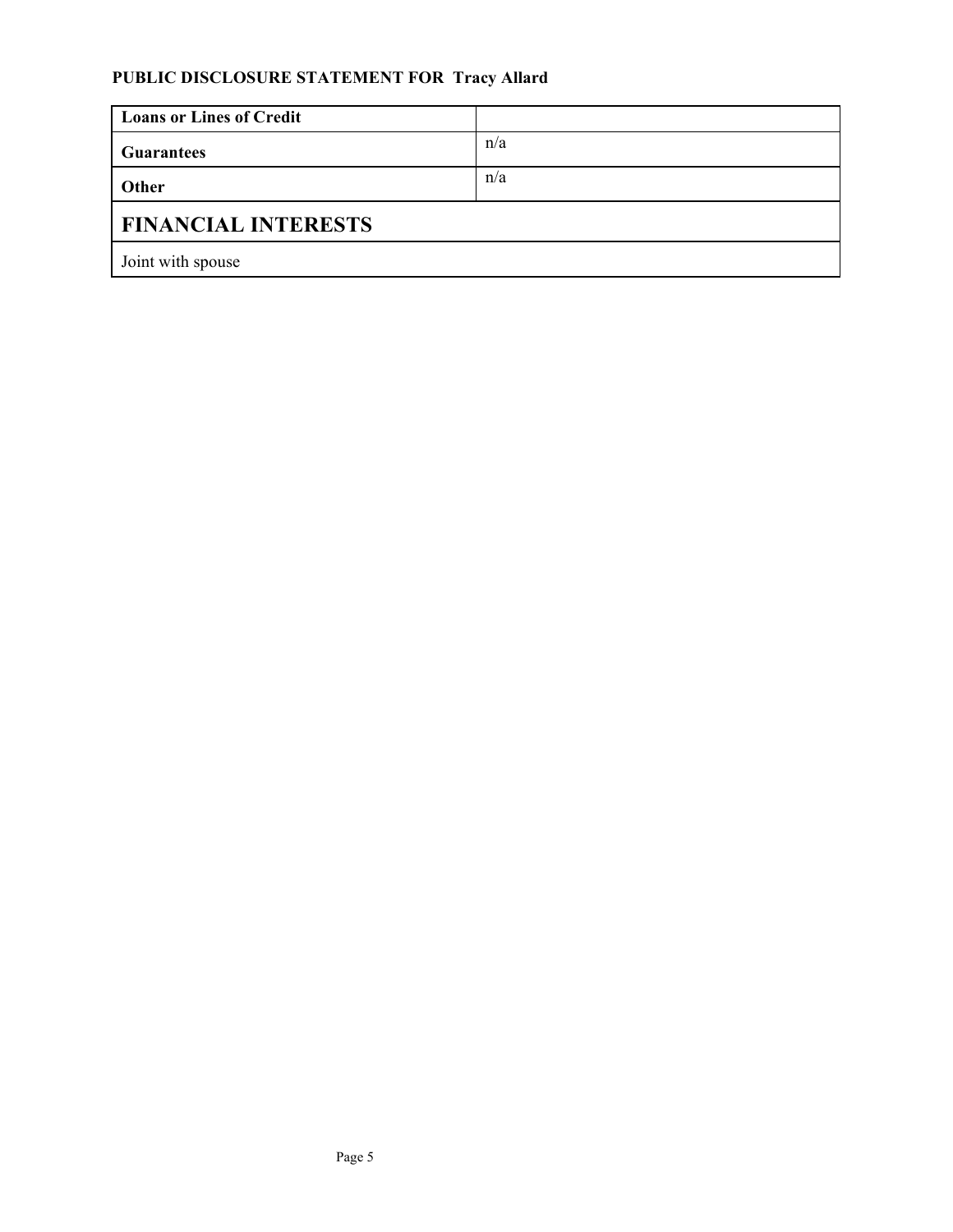**PUBLIC DISCLOSURE STATEMENT FOR Tracy Allard**

| **Loans or Lines of Credit** | |
|---|---|
| **Guarantees** | n/a |
| **Other** | n/a |

## FINANCIAL INTERESTS

Joint with spouse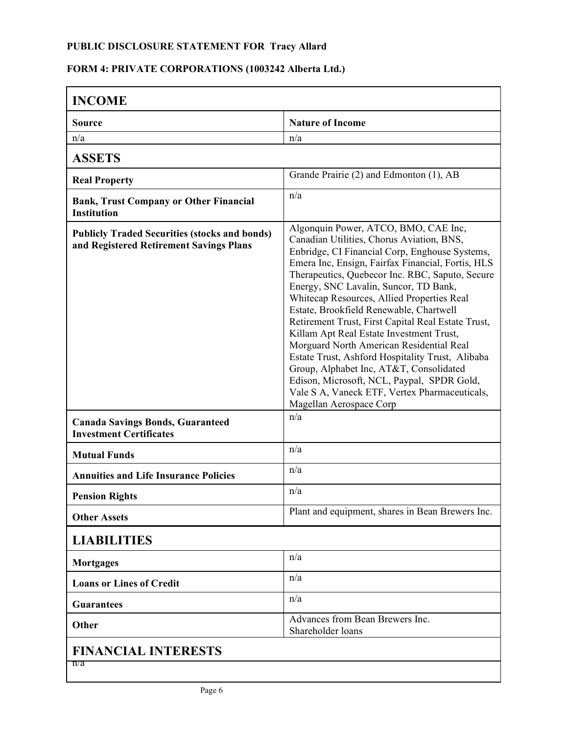**PUBLIC DISCLOSURE STATEMENT FOR Tracy Allard**

**FORM 4: PRIVATE CORPORATIONS (1003242 Alberta Ltd.)**

## INCOME

| **Source** | **Nature of Income** |
|---|---|
| n/a | n/a |

## ASSETS

| | |
|---|---|
| **Real Property** | Grande Prairie (2) and Edmonton (1), AB |
| **Bank, Trust Company or Other Financial Institution** | n/a |
| **Publicly Traded Securities (stocks and bonds) and Registered Retirement Savings Plans** | Algonquin Power, ATCO, BMO, CAE Inc, Canadian Utilities, Chorus Aviation, BNS, Enbridge, CI Financial Corp, Enghouse Systems, Emera Inc, Ensign, Fairfax Financial, Fortis, HLS Therapeutics, Quebecor Inc. RBC, Saputo, Secure Energy, SNC Lavalin, Suncor, TD Bank, Whitecap Resources, Allied Properties Real Estate, Brookfield Renewable, Chartwell Retirement Trust, First Capital Real Estate Trust, Killam Apt Real Estate Investment Trust, Morguard North American Residential Real Estate Trust, Ashford Hospitality Trust, Alibaba Group, Alphabet Inc, AT&T, Consolidated Edison, Microsoft, NCL, Paypal, SPDR Gold, Vale S A, Vaneck ETF, Vertex Pharmaceuticals, Magellan Aerospace Corp |
| **Canada Savings Bonds, Guaranteed Investment Certificates** | n/a |
| **Mutual Funds** | n/a |
| **Annuities and Life Insurance Policies** | n/a |
| **Pension Rights** | n/a |
| **Other Assets** | Plant and equipment, shares in Bean Brewers Inc. |

## LIABILITIES

| | |
|---|---|
| **Mortgages** | n/a |
| **Loans or Lines of Credit** | n/a |
| **Guarantees** | n/a |
| **Other** | Advances from Bean Brewers Inc.<br>Shareholder loans |

## FINANCIAL INTERESTS

n/a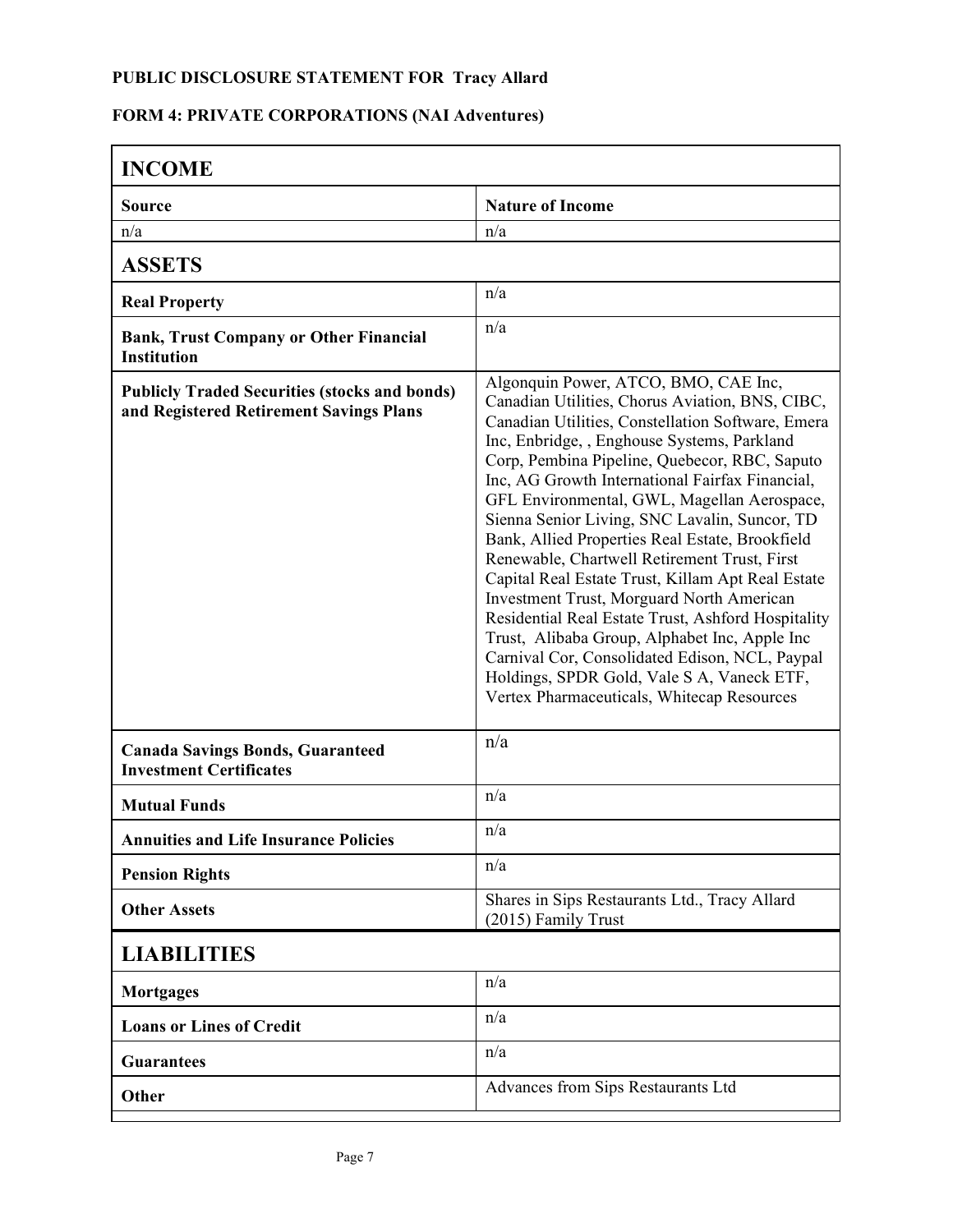**PUBLIC DISCLOSURE STATEMENT FOR Tracy Allard**

**FORM 4: PRIVATE CORPORATIONS (NAI Adventures)**

| **INCOME** | |
|---|---|
| **Source** | **Nature of Income** |
| n/a | n/a |
| **ASSETS** | |
| **Real Property** | n/a |
| **Bank, Trust Company or Other Financial Institution** | n/a |
| **Publicly Traded Securities (stocks and bonds) and Registered Retirement Savings Plans** | Algonquin Power, ATCO, BMO, CAE Inc, Canadian Utilities, Chorus Aviation, BNS, CIBC, Canadian Utilities, Constellation Software, Emera Inc, Enbridge, , Enghouse Systems, Parkland Corp, Pembina Pipeline, Quebecor, RBC, Saputo Inc, AG Growth International Fairfax Financial, GFL Environmental, GWL, Magellan Aerospace, Sienna Senior Living, SNC Lavalin, Suncor, TD Bank, Allied Properties Real Estate, Brookfield Renewable, Chartwell Retirement Trust, First Capital Real Estate Trust, Killam Apt Real Estate Investment Trust, Morguard North American Residential Real Estate Trust, Ashford Hospitality Trust, Alibaba Group, Alphabet Inc, Apple Inc Carnival Cor, Consolidated Edison, NCL, Paypal Holdings, SPDR Gold, Vale S A, Vaneck ETF, Vertex Pharmaceuticals, Whitecap Resources |
| **Canada Savings Bonds, Guaranteed Investment Certificates** | n/a |
| **Mutual Funds** | n/a |
| **Annuities and Life Insurance Policies** | n/a |
| **Pension Rights** | n/a |
| **Other Assets** | Shares in Sips Restaurants Ltd., Tracy Allard (2015) Family Trust |
| **LIABILITIES** | |
| **Mortgages** | n/a |
| **Loans or Lines of Credit** | n/a |
| **Guarantees** | n/a |
| **Other** | Advances from Sips Restaurants Ltd |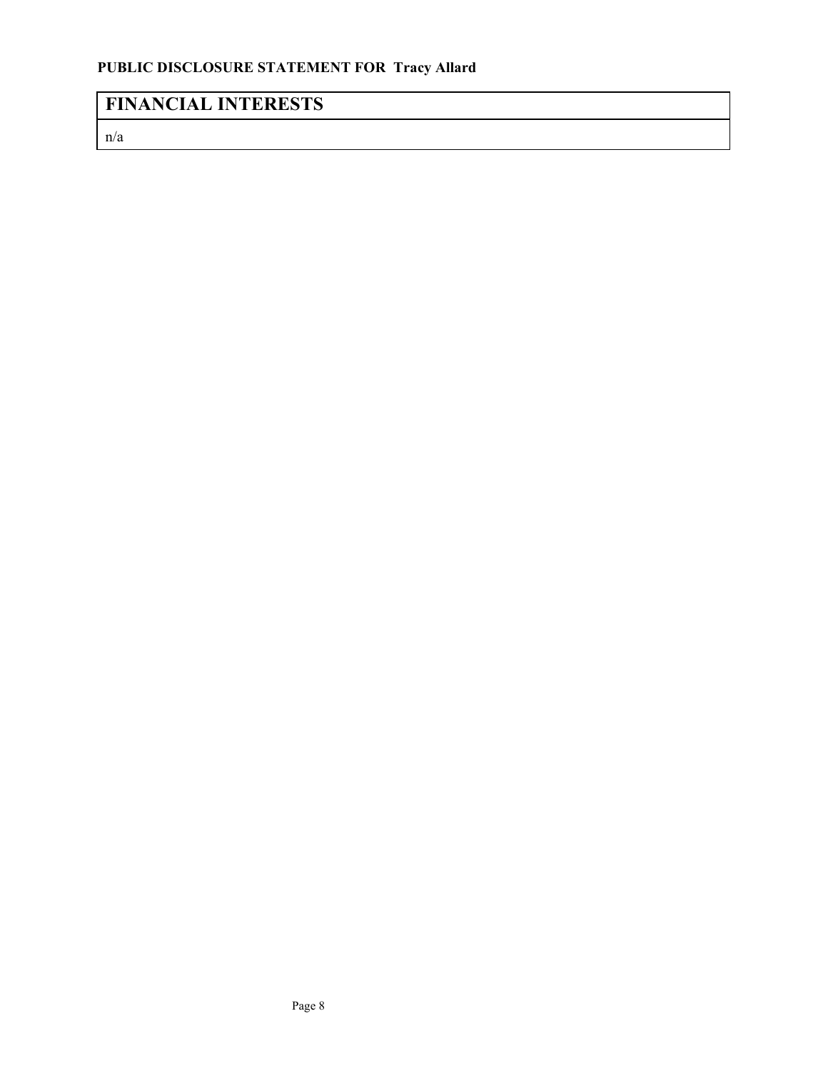**PUBLIC DISCLOSURE STATEMENT FOR Tracy Allard**

## FINANCIAL INTERESTS

n/a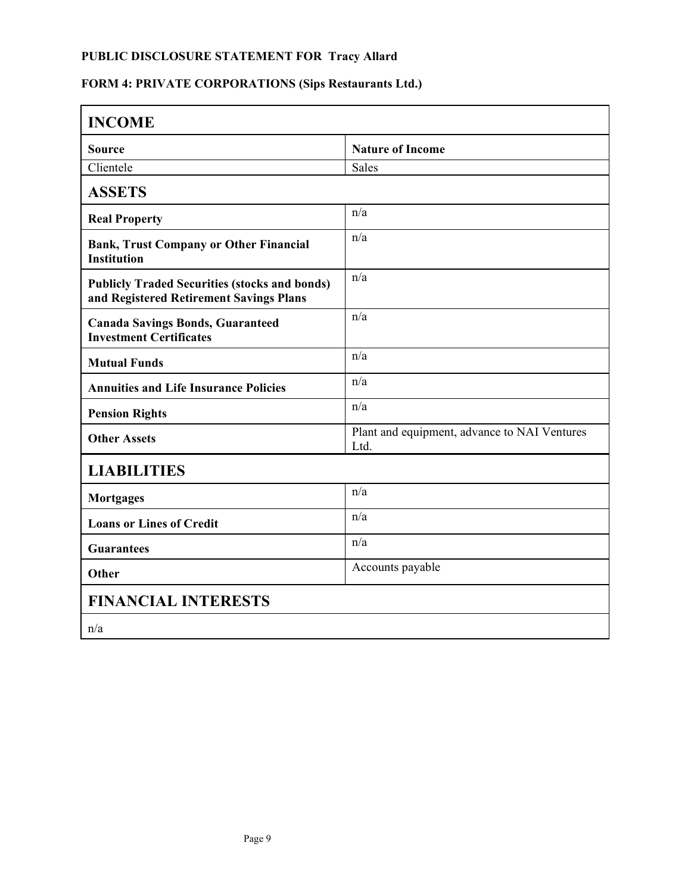**PUBLIC DISCLOSURE STATEMENT FOR Tracy Allard**

**FORM 4: PRIVATE CORPORATIONS (Sips Restaurants Ltd.)**

| **INCOME** | |
|---|---|
| **Source** | **Nature of Income** |
| Clientele | Sales |
| **ASSETS** | |
| **Real Property** | n/a |
| **Bank, Trust Company or Other Financial Institution** | n/a |
| **Publicly Traded Securities (stocks and bonds) and Registered Retirement Savings Plans** | n/a |
| **Canada Savings Bonds, Guaranteed Investment Certificates** | n/a |
| **Mutual Funds** | n/a |
| **Annuities and Life Insurance Policies** | n/a |
| **Pension Rights** | n/a |
| **Other Assets** | Plant and equipment, advance to NAI Ventures Ltd. |
| **LIABILITIES** | |
| **Mortgages** | n/a |
| **Loans or Lines of Credit** | n/a |
| **Guarantees** | n/a |
| **Other** | Accounts payable |
| **FINANCIAL INTERESTS** | |
| n/a | |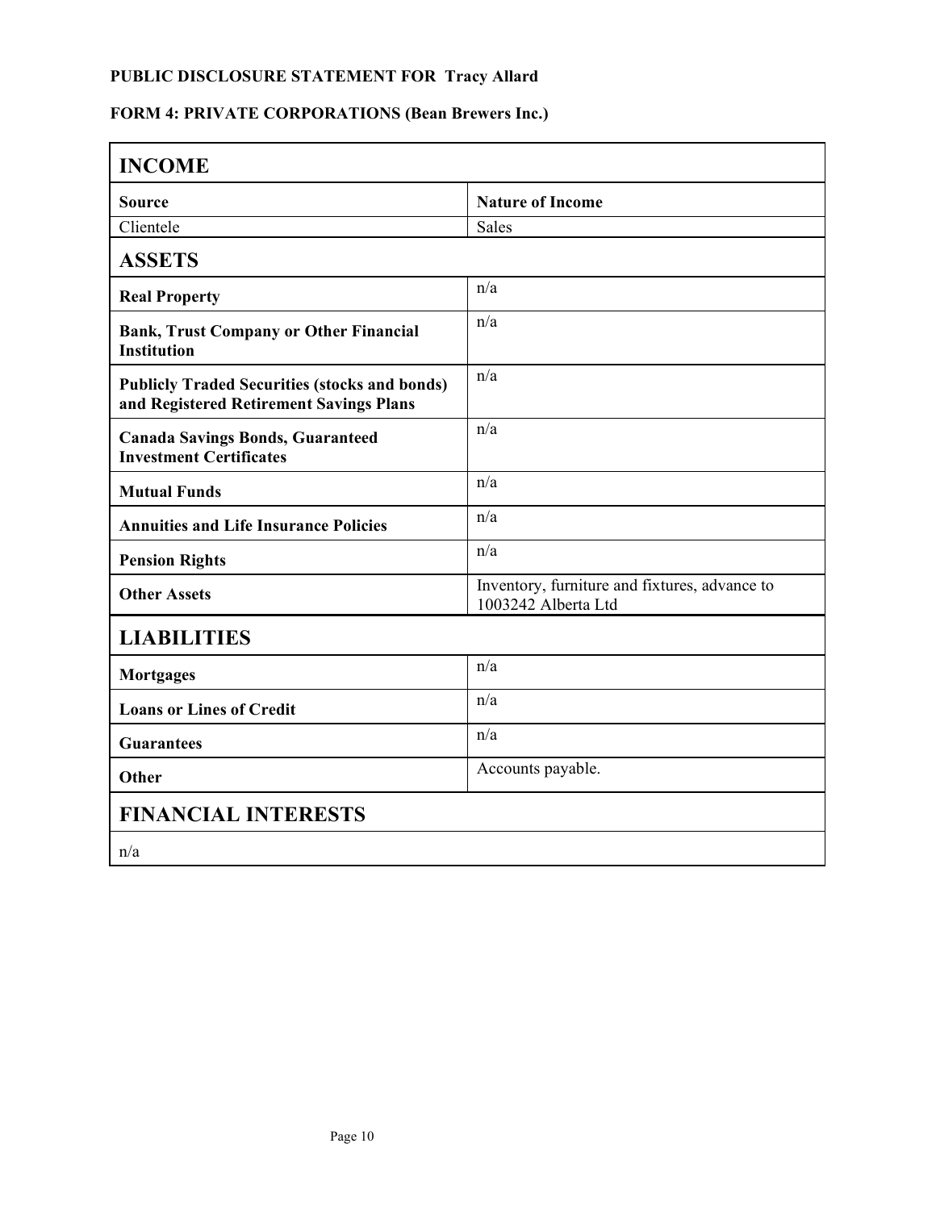**PUBLIC DISCLOSURE STATEMENT FOR Tracy Allard**

**FORM 4: PRIVATE CORPORATIONS (Bean Brewers Inc.)**

## INCOME

| Source | Nature of Income |
|---|---|
| Clientele | Sales |

## ASSETS

| | |
|---|---|
| **Real Property** | n/a |
| **Bank, Trust Company or Other Financial Institution** | n/a |
| **Publicly Traded Securities (stocks and bonds) and Registered Retirement Savings Plans** | n/a |
| **Canada Savings Bonds, Guaranteed Investment Certificates** | n/a |
| **Mutual Funds** | n/a |
| **Annuities and Life Insurance Policies** | n/a |
| **Pension Rights** | n/a |
| **Other Assets** | Inventory, furniture and fixtures, advance to 1003242 Alberta Ltd |

## LIABILITIES

| | |
|---|---|
| **Mortgages** | n/a |
| **Loans or Lines of Credit** | n/a |
| **Guarantees** | n/a |
| **Other** | Accounts payable. |

## FINANCIAL INTERESTS

n/a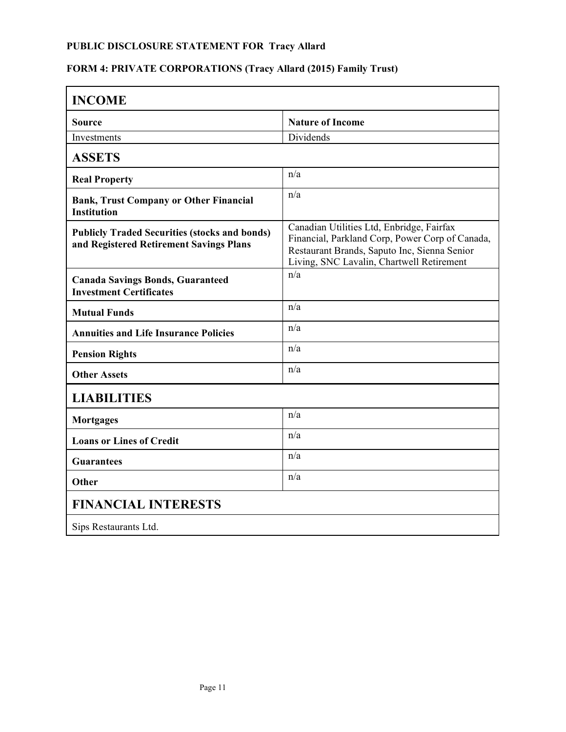**PUBLIC DISCLOSURE STATEMENT FOR Tracy Allard**

**FORM 4: PRIVATE CORPORATIONS (Tracy Allard (2015) Family Trust)**

| **INCOME** | |
|---|---|
| **Source** | **Nature of Income** |
| Investments | Dividends |
| **ASSETS** | |
| **Real Property** | n/a |
| **Bank, Trust Company or Other Financial Institution** | n/a |
| **Publicly Traded Securities (stocks and bonds) and Registered Retirement Savings Plans** | Canadian Utilities Ltd, Enbridge, Fairfax Financial, Parkland Corp, Power Corp of Canada, Restaurant Brands, Saputo Inc, Sienna Senior Living, SNC Lavalin, Chartwell Retirement |
| **Canada Savings Bonds, Guaranteed Investment Certificates** | n/a |
| **Mutual Funds** | n/a |
| **Annuities and Life Insurance Policies** | n/a |
| **Pension Rights** | n/a |
| **Other Assets** | n/a |
| **LIABILITIES** | |
| **Mortgages** | n/a |
| **Loans or Lines of Credit** | n/a |
| **Guarantees** | n/a |
| **Other** | n/a |
| **FINANCIAL INTERESTS** | |
| Sips Restaurants Ltd. | |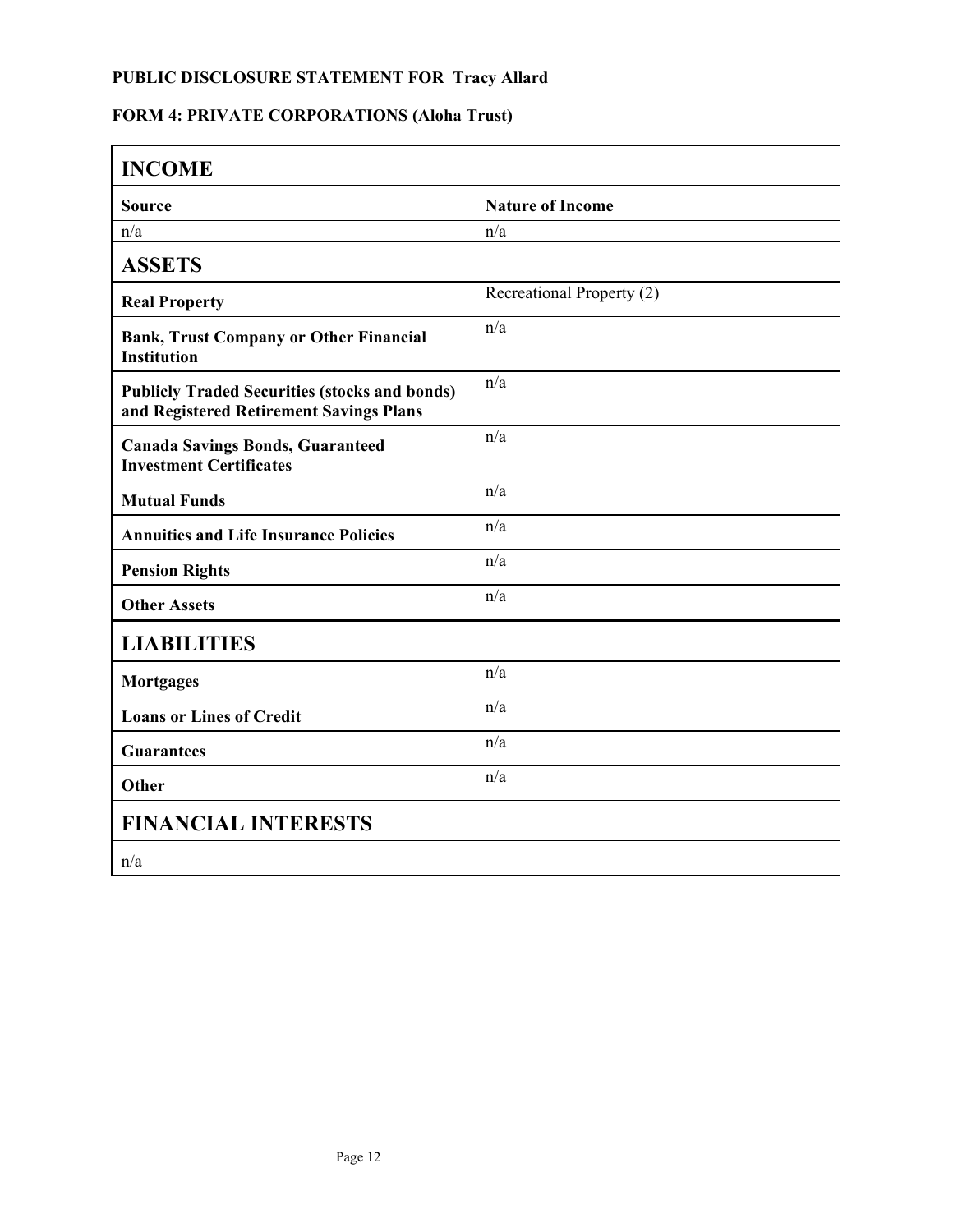**PUBLIC DISCLOSURE STATEMENT FOR Tracy Allard**

**FORM 4: PRIVATE CORPORATIONS (Aloha Trust)**

| **INCOME** | |
|---|---|
| **Source** | **Nature of Income** |
| n/a | n/a |
| **ASSETS** | |
| **Real Property** | Recreational Property (2) |
| **Bank, Trust Company or Other Financial Institution** | n/a |
| **Publicly Traded Securities (stocks and bonds) and Registered Retirement Savings Plans** | n/a |
| **Canada Savings Bonds, Guaranteed Investment Certificates** | n/a |
| **Mutual Funds** | n/a |
| **Annuities and Life Insurance Policies** | n/a |
| **Pension Rights** | n/a |
| **Other Assets** | n/a |
| **LIABILITIES** | |
| **Mortgages** | n/a |
| **Loans or Lines of Credit** | n/a |
| **Guarantees** | n/a |
| **Other** | n/a |
| **FINANCIAL INTERESTS** | |
| n/a | |